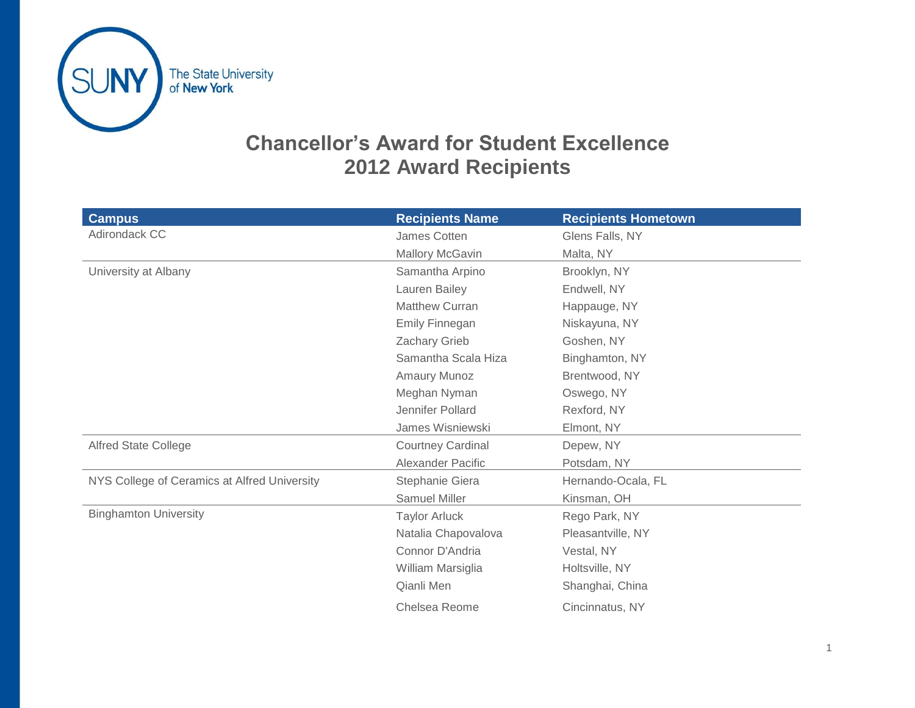The State University of New York

# Chancellor's Award for Student Excellence
# 2012 Award Recipients

| Campus | Recipients Name | Recipients Hometown |
| --- | --- | --- |
| Adirondack CC | James Cotten | Glens Falls, NY |
| | Mallory McGavin | Malta, NY |
| University at Albany | Samantha Arpino | Brooklyn, NY |
| | Lauren Bailey | Endwell, NY |
| | Matthew Curran | Happauge, NY |
| | Emily Finnegan | Niskayuna, NY |
| | Zachary Grieb | Goshen, NY |
| | Samantha Scala Hiza | Binghamton, NY |
| | Amaury Munoz | Brentwood, NY |
| | Meghan Nyman | Oswego, NY |
| | Jennifer Pollard | Rexford, NY |
| | James Wisniewski | Elmont, NY |
| Alfred State College | Courtney Cardinal | Depew, NY |
| | Alexander Pacific | Potsdam, NY |
| NYS College of Ceramics at Alfred University | Stephanie Giera | Hernando-Ocala, FL |
| | Samuel Miller | Kinsman, OH |
| Binghamton University | Taylor Arluck | Rego Park, NY |
| | Natalia Chapovalova | Pleasantville, NY |
| | Connor D'Andria | Vestal, NY |
| | William Marsiglia | Holtsville, NY |
| | Qianli Men | Shanghai, China |
| | Chelsea Reome | Cincinnatus, NY |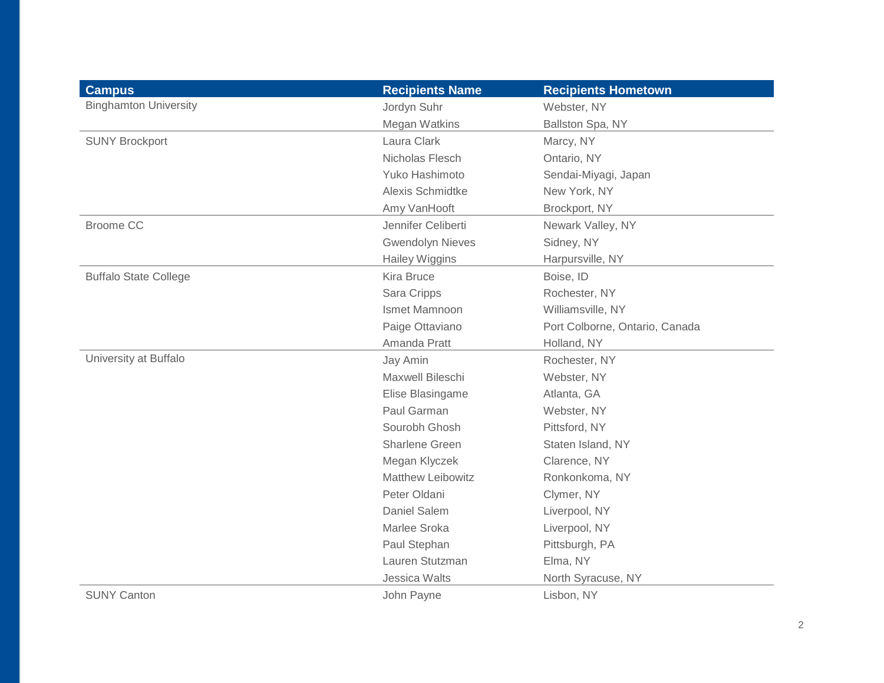| Campus | Recipients Name | Recipients Hometown |
| --- | --- | --- |
| Binghamton University | Jordyn Suhr | Webster, NY |
| | Megan Watkins | Ballston Spa, NY |
| SUNY Brockport | Laura Clark | Marcy, NY |
| | Nicholas Flesch | Ontario, NY |
| | Yuko Hashimoto | Sendai-Miyagi, Japan |
| | Alexis Schmidtke | New York, NY |
| | Amy VanHooft | Brockport, NY |
| Broome CC | Jennifer Celiberti | Newark Valley, NY |
| | Gwendolyn Nieves | Sidney, NY |
| | Hailey Wiggins | Harpursville, NY |
| Buffalo State College | Kira Bruce | Boise, ID |
| | Sara Cripps | Rochester, NY |
| | Ismet Mamnoon | Williamsville, NY |
| | Paige Ottaviano | Port Colborne, Ontario, Canada |
| | Amanda Pratt | Holland, NY |
| University at Buffalo | Jay Amin | Rochester, NY |
| | Maxwell Bileschi | Webster, NY |
| | Elise Blasingame | Atlanta, GA |
| | Paul Garman | Webster, NY |
| | Sourobh Ghosh | Pittsford, NY |
| | Sharlene Green | Staten Island, NY |
| | Megan Klyczek | Clarence, NY |
| | Matthew Leibowitz | Ronkonkoma, NY |
| | Peter Oldani | Clymer, NY |
| | Daniel Salem | Liverpool, NY |
| | Marlee Sroka | Liverpool, NY |
| | Paul Stephan | Pittsburgh, PA |
| | Lauren Stutzman | Elma, NY |
| | Jessica Walts | North Syracuse, NY |
| SUNY Canton | John Payne | Lisbon, NY |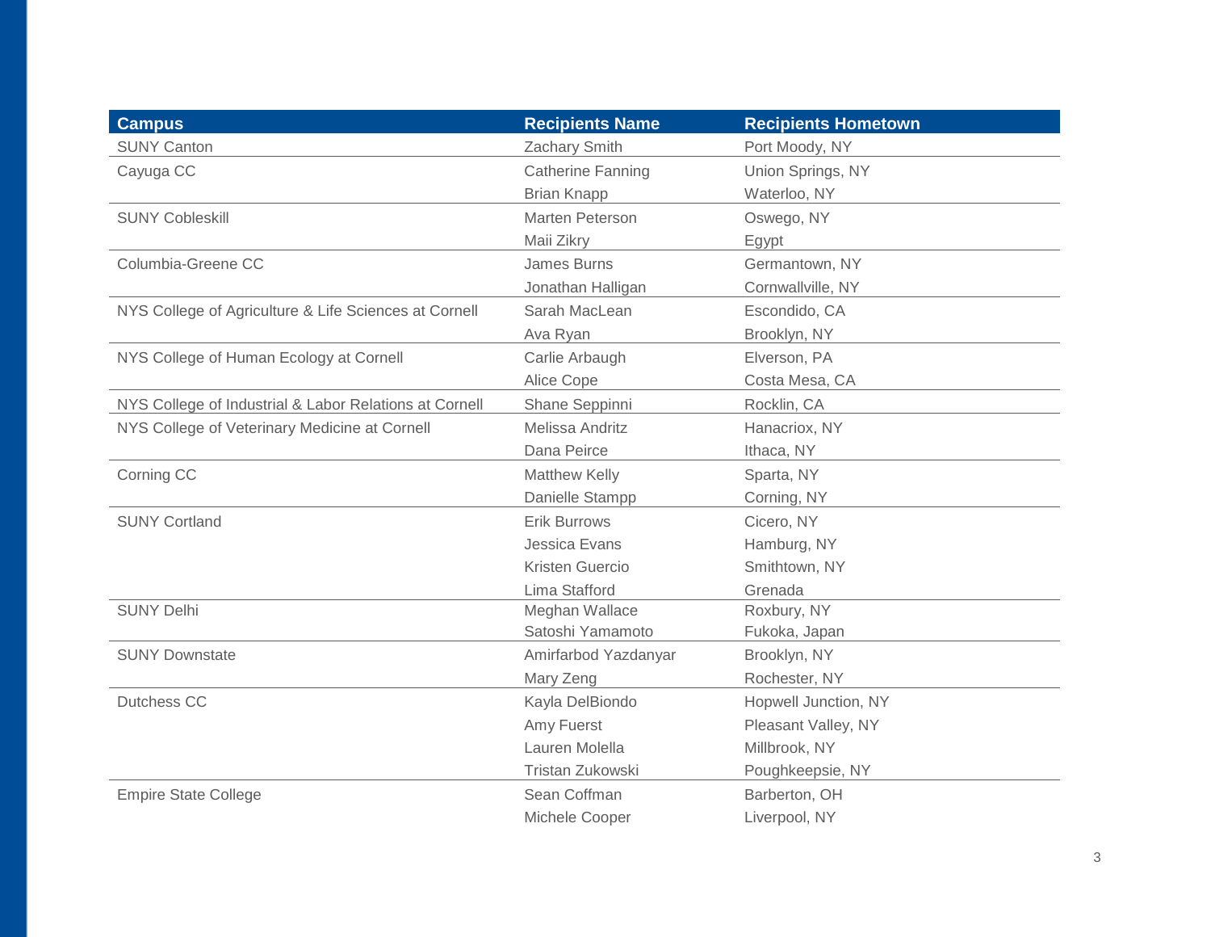| Campus | Recipients Name | Recipients Hometown |
|---|---|---|
| SUNY Canton | Zachary Smith | Port Moody, NY |
| Cayuga CC | Catherine Fanning | Union Springs, NY |
| | Brian Knapp | Waterloo, NY |
| SUNY Cobleskill | Marten Peterson | Oswego, NY |
| | Maii Zikry | Egypt |
| Columbia-Greene CC | James Burns | Germantown, NY |
| | Jonathan Halligan | Cornwallville, NY |
| NYS College of Agriculture & Life Sciences at Cornell | Sarah MacLean | Escondido, CA |
| | Ava Ryan | Brooklyn, NY |
| NYS College of Human Ecology at Cornell | Carlie Arbaugh | Elverson, PA |
| | Alice Cope | Costa Mesa, CA |
| NYS College of Industrial & Labor Relations at Cornell | Shane Seppinni | Rocklin, CA |
| NYS College of Veterinary Medicine at Cornell | Melissa Andritz | Hanacriox, NY |
| | Dana Peirce | Ithaca, NY |
| Corning CC | Matthew Kelly | Sparta, NY |
| | Danielle Stampp | Corning, NY |
| SUNY Cortland | Erik Burrows | Cicero, NY |
| | Jessica Evans | Hamburg, NY |
| | Kristen Guercio | Smithtown, NY |
| | Lima Stafford | Grenada |
| SUNY Delhi | Meghan Wallace | Roxbury, NY |
| | Satoshi Yamamoto | Fukoka, Japan |
| SUNY Downstate | Amirfarbod Yazdanyar | Brooklyn, NY |
| | Mary Zeng | Rochester, NY |
| Dutchess CC | Kayla DelBiondo | Hopwell Junction, NY |
| | Amy Fuerst | Pleasant Valley, NY |
| | Lauren Molella | Millbrook, NY |
| | Tristan Zukowski | Poughkeepsie, NY |
| Empire State College | Sean Coffman | Barberton, OH |
| | Michele Cooper | Liverpool, NY |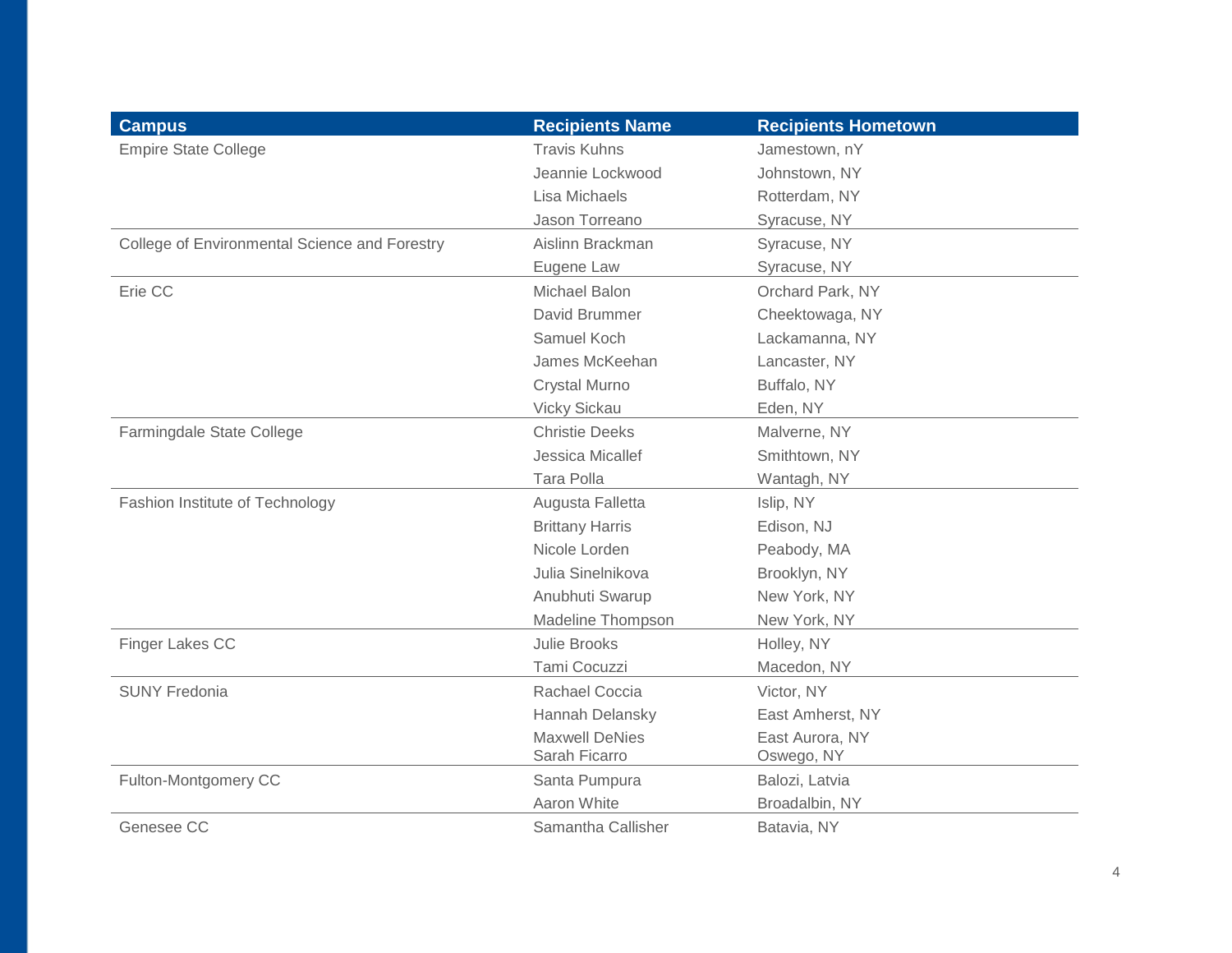| Campus | Recipients Name | Recipients Hometown |
|---|---|---|
| Empire State College | Travis Kuhns | Jamestown, nY |
| | Jeannie Lockwood | Johnstown, NY |
| | Lisa Michaels | Rotterdam, NY |
| | Jason Torreano | Syracuse, NY |
| College of Environmental Science and Forestry | Aislinn Brackman | Syracuse, NY |
| | Eugene Law | Syracuse, NY |
| Erie CC | Michael Balon | Orchard Park, NY |
| | David Brummer | Cheektowaga, NY |
| | Samuel Koch | Lackamanna, NY |
| | James McKeehan | Lancaster, NY |
| | Crystal Murno | Buffalo, NY |
| | Vicky Sickau | Eden, NY |
| Farmingdale State College | Christie Deeks | Malverne, NY |
| | Jessica Micallef | Smithtown, NY |
| | Tara Polla | Wantagh, NY |
| Fashion Institute of Technology | Augusta Falletta | Islip, NY |
| | Brittany Harris | Edison, NJ |
| | Nicole Lorden | Peabody, MA |
| | Julia Sinelnikova | Brooklyn, NY |
| | Anubhuti Swarup | New York, NY |
| | Madeline Thompson | New York, NY |
| Finger Lakes CC | Julie Brooks | Holley, NY |
| | Tami Cocuzzi | Macedon, NY |
| SUNY Fredonia | Rachael Coccia | Victor, NY |
| | Hannah Delansky | East Amherst, NY |
| | Maxwell DeNies | East Aurora, NY |
| | Sarah Ficarro | Oswego, NY |
| Fulton-Montgomery CC | Santa Pumpura | Balozi, Latvia |
| | Aaron White | Broadalbin, NY |
| Genesee CC | Samantha Callisher | Batavia, NY |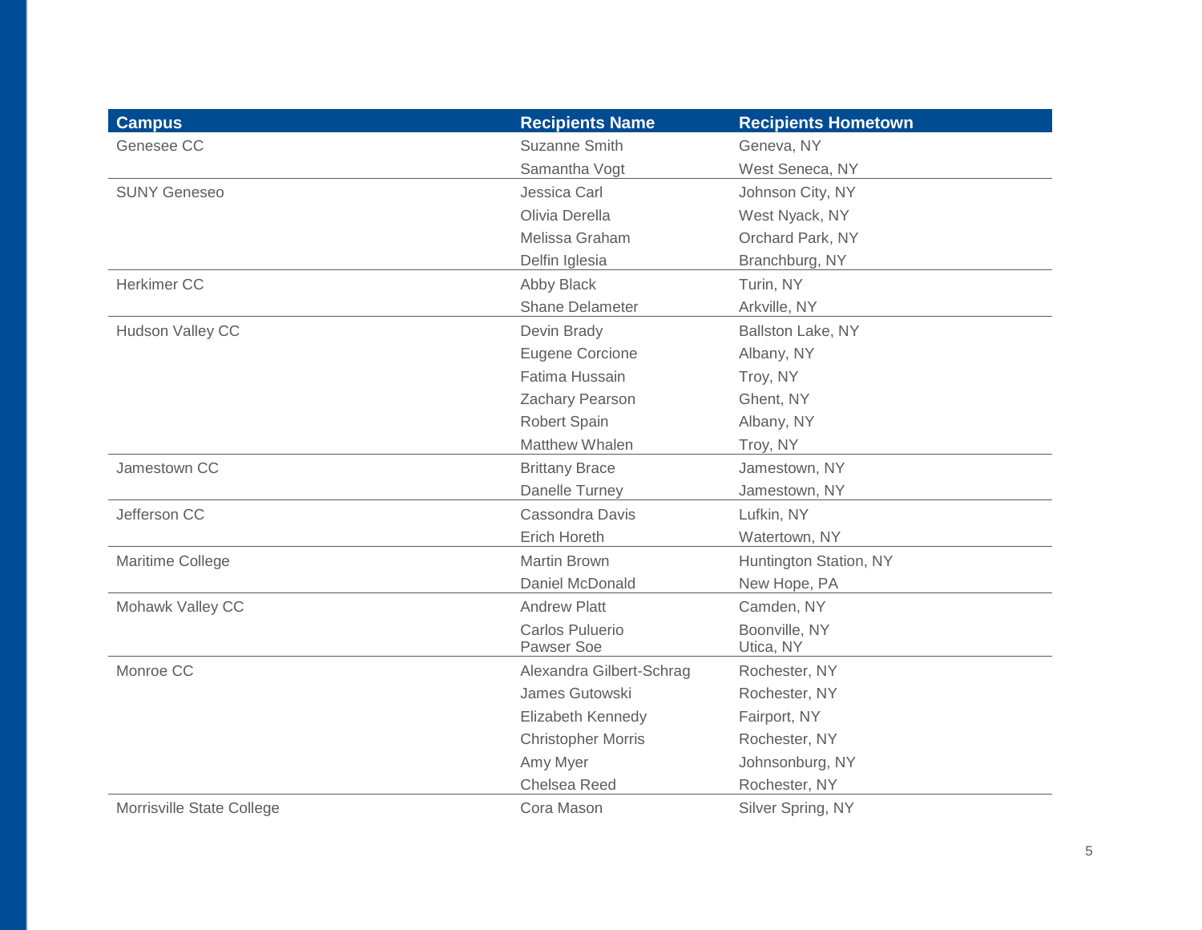| Campus | Recipients Name | Recipients Hometown |
|---|---|---|
| Genesee CC | Suzanne Smith | Geneva, NY |
| | Samantha Vogt | West Seneca, NY |
| SUNY Geneseo | Jessica Carl | Johnson City, NY |
| | Olivia Derella | West Nyack, NY |
| | Melissa Graham | Orchard Park, NY |
| | Delfin Iglesia | Branchburg, NY |
| Herkimer CC | Abby Black | Turin, NY |
| | Shane Delameter | Arkville, NY |
| Hudson Valley CC | Devin Brady | Ballston Lake, NY |
| | Eugene Corcione | Albany, NY |
| | Fatima Hussain | Troy, NY |
| | Zachary Pearson | Ghent, NY |
| | Robert Spain | Albany, NY |
| | Matthew Whalen | Troy, NY |
| Jamestown CC | Brittany Brace | Jamestown, NY |
| | Danelle Turney | Jamestown, NY |
| Jefferson CC | Cassondra Davis | Lufkin, NY |
| | Erich Horeth | Watertown, NY |
| Maritime College | Martin Brown | Huntington Station, NY |
| | Daniel McDonald | New Hope, PA |
| Mohawk Valley CC | Andrew Platt | Camden, NY |
| | Carlos Puluerio | Boonville, NY |
| | Pawser Soe | Utica, NY |
| Monroe CC | Alexandra Gilbert-Schrag | Rochester, NY |
| | James Gutowski | Rochester, NY |
| | Elizabeth Kennedy | Fairport, NY |
| | Christopher Morris | Rochester, NY |
| | Amy Myer | Johnsonburg, NY |
| | Chelsea Reed | Rochester, NY |
| Morrisville State College | Cora Mason | Silver Spring, NY |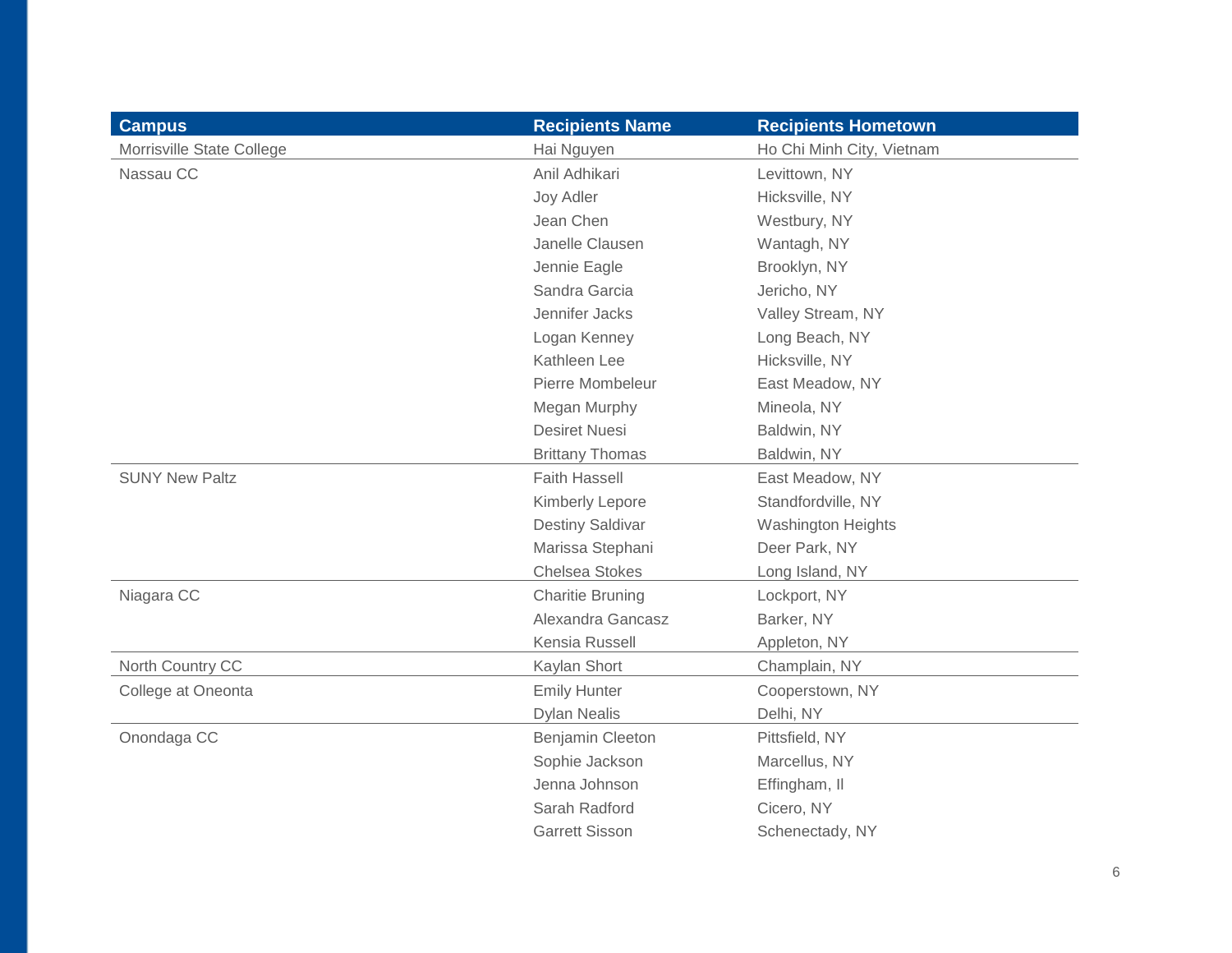| Campus | Recipients Name | Recipients Hometown |
|---|---|---|
| Morrisville State College | Hai Nguyen | Ho Chi Minh City, Vietnam |
| Nassau CC | Anil Adhikari | Levittown, NY |
| | Joy Adler | Hicksville, NY |
| | Jean Chen | Westbury, NY |
| | Janelle Clausen | Wantagh, NY |
| | Jennie Eagle | Brooklyn, NY |
| | Sandra Garcia | Jericho, NY |
| | Jennifer Jacks | Valley Stream, NY |
| | Logan Kenney | Long Beach, NY |
| | Kathleen Lee | Hicksville, NY |
| | Pierre Mombeleur | East Meadow, NY |
| | Megan Murphy | Mineola, NY |
| | Desiret Nuesi | Baldwin, NY |
| | Brittany Thomas | Baldwin, NY |
| SUNY New Paltz | Faith Hassell | East Meadow, NY |
| | Kimberly Lepore | Standfordville, NY |
| | Destiny Saldivar | Washington Heights |
| | Marissa Stephani | Deer Park, NY |
| | Chelsea Stokes | Long Island, NY |
| Niagara CC | Charitie Bruning | Lockport, NY |
| | Alexandra Gancasz | Barker, NY |
| | Kensia Russell | Appleton, NY |
| North Country CC | Kaylan Short | Champlain, NY |
| College at Oneonta | Emily Hunter | Cooperstown, NY |
| | Dylan Nealis | Delhi, NY |
| Onondaga CC | Benjamin Cleeton | Pittsfield, NY |
| | Sophie Jackson | Marcellus, NY |
| | Jenna Johnson | Effingham, Il |
| | Sarah Radford | Cicero, NY |
| | Garrett Sisson | Schenectady, NY |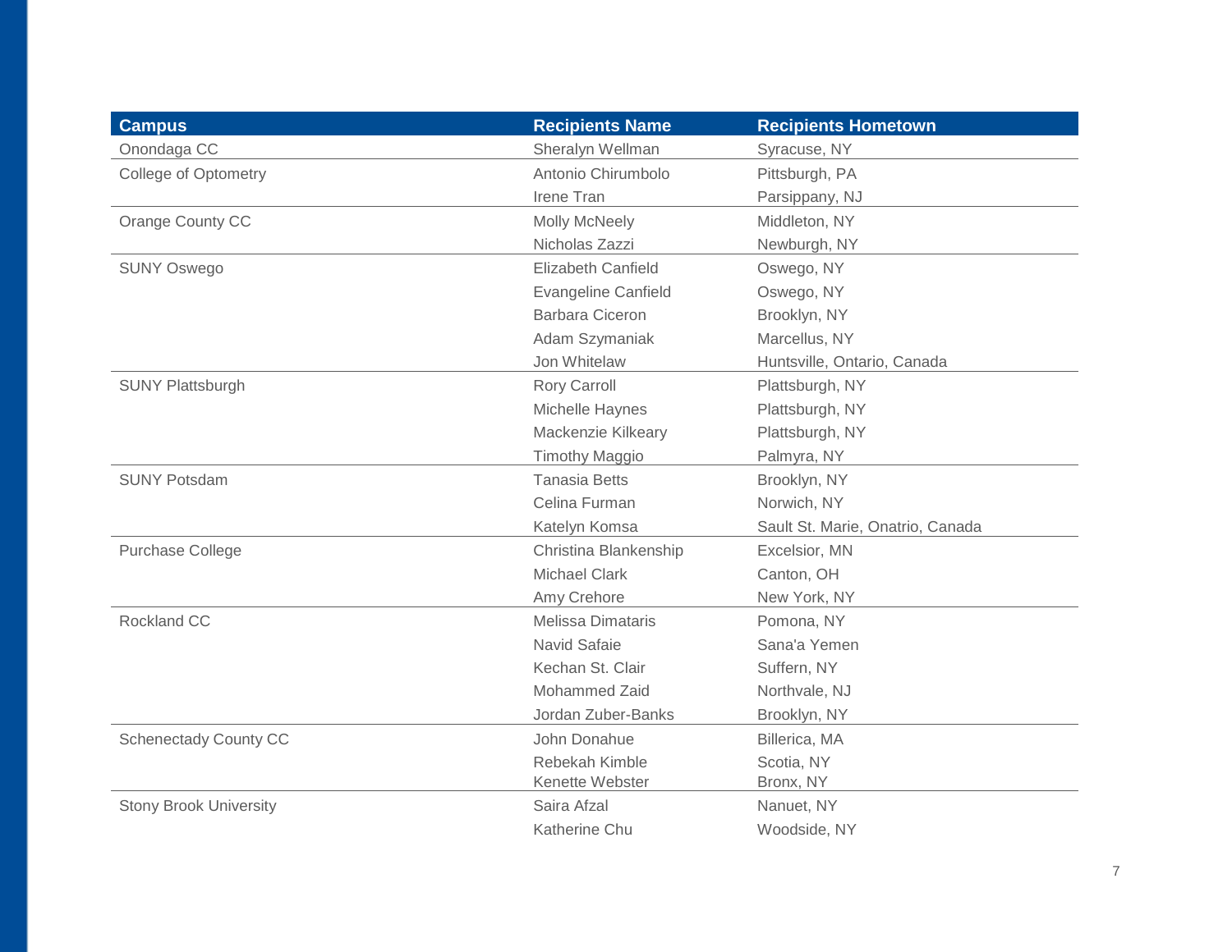| Campus | Recipients Name | Recipients Hometown |
| --- | --- | --- |
| Onondaga CC | Sheralyn Wellman | Syracuse, NY |
| College of Optometry | Antonio Chirumbolo | Pittsburgh, PA |
| | Irene Tran | Parsippany, NJ |
| Orange County CC | Molly McNeely | Middleton, NY |
| | Nicholas Zazzi | Newburgh, NY |
| SUNY Oswego | Elizabeth Canfield | Oswego, NY |
| | Evangeline Canfield | Oswego, NY |
| | Barbara Ciceron | Brooklyn, NY |
| | Adam Szymaniak | Marcellus, NY |
| | Jon Whitelaw | Huntsville, Ontario, Canada |
| SUNY Plattsburgh | Rory Carroll | Plattsburgh, NY |
| | Michelle Haynes | Plattsburgh, NY |
| | Mackenzie Kilkeary | Plattsburgh, NY |
| | Timothy Maggio | Palmyra, NY |
| SUNY Potsdam | Tanasia Betts | Brooklyn, NY |
| | Celina Furman | Norwich, NY |
| | Katelyn Komsa | Sault St. Marie, Onatrio, Canada |
| Purchase College | Christina Blankenship | Excelsior, MN |
| | Michael Clark | Canton, OH |
| | Amy Crehore | New York, NY |
| Rockland CC | Melissa Dimataris | Pomona, NY |
| | Navid Safaie | Sana'a Yemen |
| | Kechan St. Clair | Suffern, NY |
| | Mohammed Zaid | Northvale, NJ |
| | Jordan Zuber-Banks | Brooklyn, NY |
| Schenectady County CC | John Donahue | Billerica, MA |
| | Rebekah Kimble | Scotia, NY |
| | Kenette Webster | Bronx, NY |
| Stony Brook University | Saira Afzal | Nanuet, NY |
| | Katherine Chu | Woodside, NY |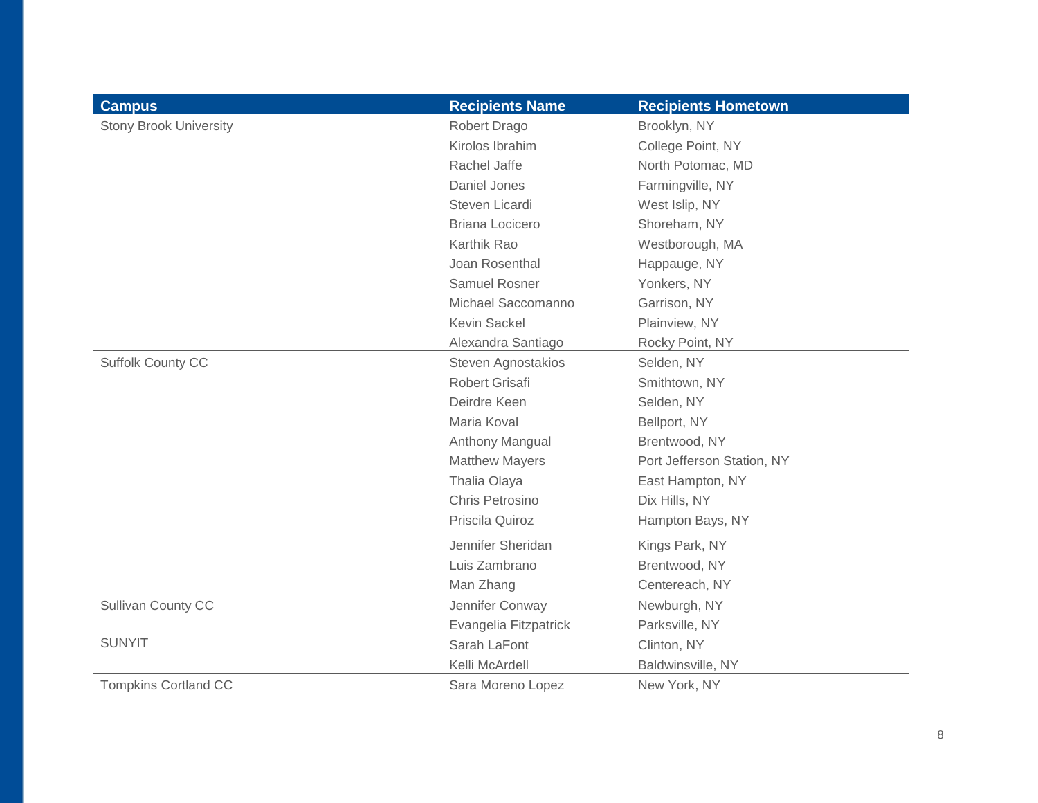| Campus | Recipients Name | Recipients Hometown |
| --- | --- | --- |
| Stony Brook University | Robert Drago | Brooklyn, NY |
| | Kirolos Ibrahim | College Point, NY |
| | Rachel Jaffe | North Potomac, MD |
| | Daniel Jones | Farmingville, NY |
| | Steven Licardi | West Islip, NY |
| | Briana Locicero | Shoreham, NY |
| | Karthik Rao | Westborough, MA |
| | Joan Rosenthal | Happauge, NY |
| | Samuel Rosner | Yonkers, NY |
| | Michael Saccomanno | Garrison, NY |
| | Kevin Sackel | Plainview, NY |
| | Alexandra Santiago | Rocky Point, NY |
| Suffolk County CC | Steven Agnostakios | Selden, NY |
| | Robert Grisafi | Smithtown, NY |
| | Deirdre Keen | Selden, NY |
| | Maria Koval | Bellport, NY |
| | Anthony Mangual | Brentwood, NY |
| | Matthew Mayers | Port Jefferson Station, NY |
| | Thalia Olaya | East Hampton, NY |
| | Chris Petrosino | Dix Hills, NY |
| | Priscila Quiroz | Hampton Bays, NY |
| | Jennifer Sheridan | Kings Park, NY |
| | Luis Zambrano | Brentwood, NY |
| | Man Zhang | Centereach, NY |
| Sullivan County CC | Jennifer Conway | Newburgh, NY |
| | Evangelia Fitzpatrick | Parksville, NY |
| SUNYIT | Sarah LaFont | Clinton, NY |
| | Kelli McArdell | Baldwinsville, NY |
| Tompkins Cortland CC | Sara Moreno Lopez | New York, NY |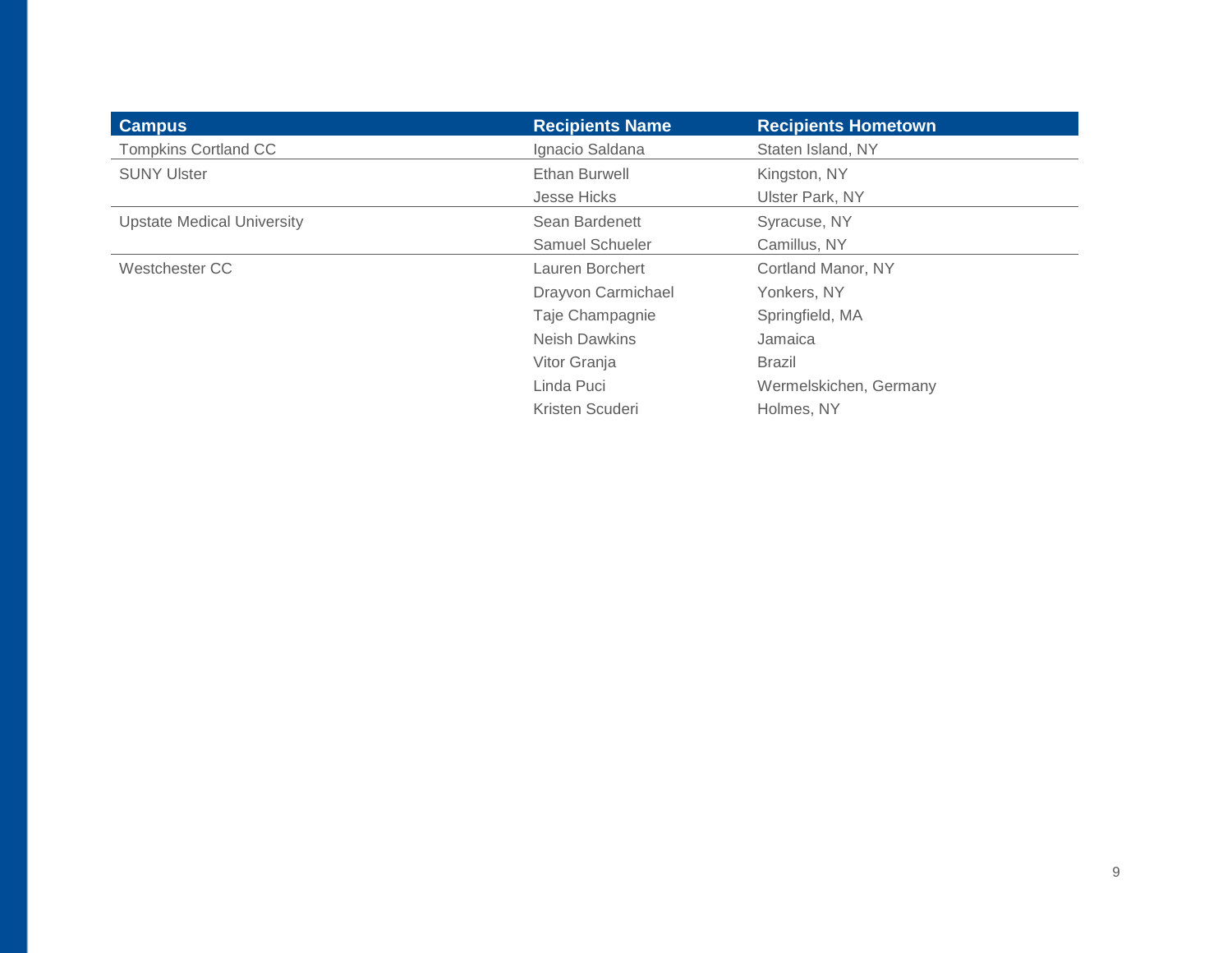| Campus | Recipients Name | Recipients Hometown |
| --- | --- | --- |
| Tompkins Cortland CC | Ignacio Saldana | Staten Island, NY |
| SUNY Ulster | Ethan Burwell | Kingston, NY |
| | Jesse Hicks | Ulster Park, NY |
| Upstate Medical University | Sean Bardenett | Syracuse, NY |
| | Samuel Schueler | Camillus, NY |
| Westchester CC | Lauren Borchert | Cortland Manor, NY |
| | Drayvon Carmichael | Yonkers, NY |
| | Taje Champagnie | Springfield, MA |
| | Neish Dawkins | Jamaica |
| | Vitor Granja | Brazil |
| | Linda Puci | Wermelskichen, Germany |
| | Kristen Scuderi | Holmes, NY |